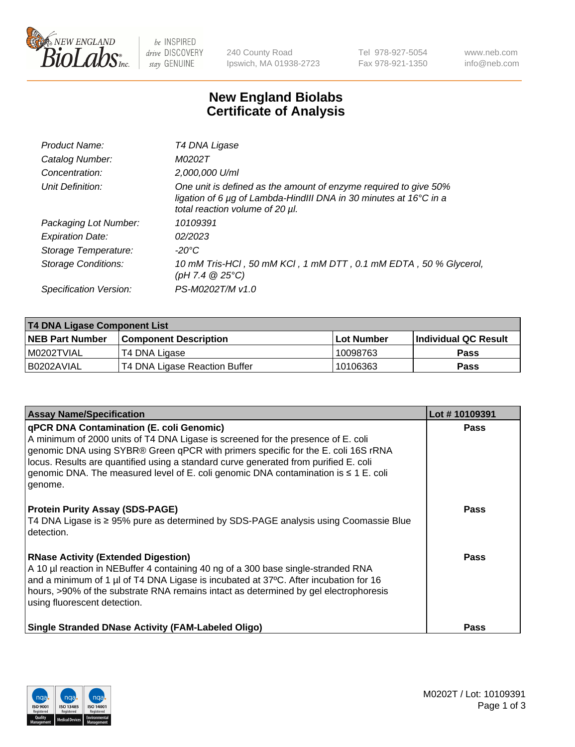# New England Biolabs Certificate of Analysis

| | |
|---|---|
| *Product Name:* | *T4 DNA Ligase* |
| *Catalog Number:* | *M0202T* |
| *Concentration:* | *2,000,000 U/ml* |
| *Unit Definition:* | *One unit is defined as the amount of enzyme required to give 50% ligation of 6 µg of Lambda-HindIII DNA in 30 minutes at 16°C in a total reaction volume of 20 µl.* |
| *Packaging Lot Number:* | *10109391* |
| *Expiration Date:* | *02/2023* |
| *Storage Temperature:* | *-20°C* |
| *Storage Conditions:* | *10 mM Tris-HCl , 50 mM KCl , 1 mM DTT , 0.1 mM EDTA , 50 % Glycerol, (pH 7.4 @ 25°C)* |
| *Specification Version:* | *PS-M0202T/M v1.0* |

| **T4 DNA Ligase Component List** | | | |
|---|---|---|---|
| **NEB Part Number** | **Component Description** | **Lot Number** | **Individual QC Result** |
| M0202TVIAL | T4 DNA Ligase | 10098763 | **Pass** |
| B0202AVIAL | T4 DNA Ligase Reaction Buffer | 10106363 | **Pass** |

| **Assay Name/Specification** | **Lot # 10109391** |
|---|---|
| **qPCR DNA Contamination (E. coli Genomic)** A minimum of 2000 units of T4 DNA Ligase is screened for the presence of E. coli genomic DNA using SYBR® Green qPCR with primers specific for the E. coli 16S rRNA locus. Results are quantified using a standard curve generated from purified E. coli genomic DNA. The measured level of E. coli genomic DNA contamination is ≤ 1 E. coli genome. | **Pass** |
| **Protein Purity Assay (SDS-PAGE)** T4 DNA Ligase is ≥ 95% pure as determined by SDS-PAGE analysis using Coomassie Blue detection. | **Pass** |
| **RNase Activity (Extended Digestion)** A 10 µl reaction in NEBuffer 4 containing 40 ng of a 300 base single-stranded RNA and a minimum of 1 µl of T4 DNA Ligase is incubated at 37ºC. After incubation for 16 hours, >90% of the substrate RNA remains intact as determined by gel electrophoresis using fluorescent detection. | **Pass** |
| **Single Stranded DNase Activity (FAM-Labeled Oligo)** | **Pass** |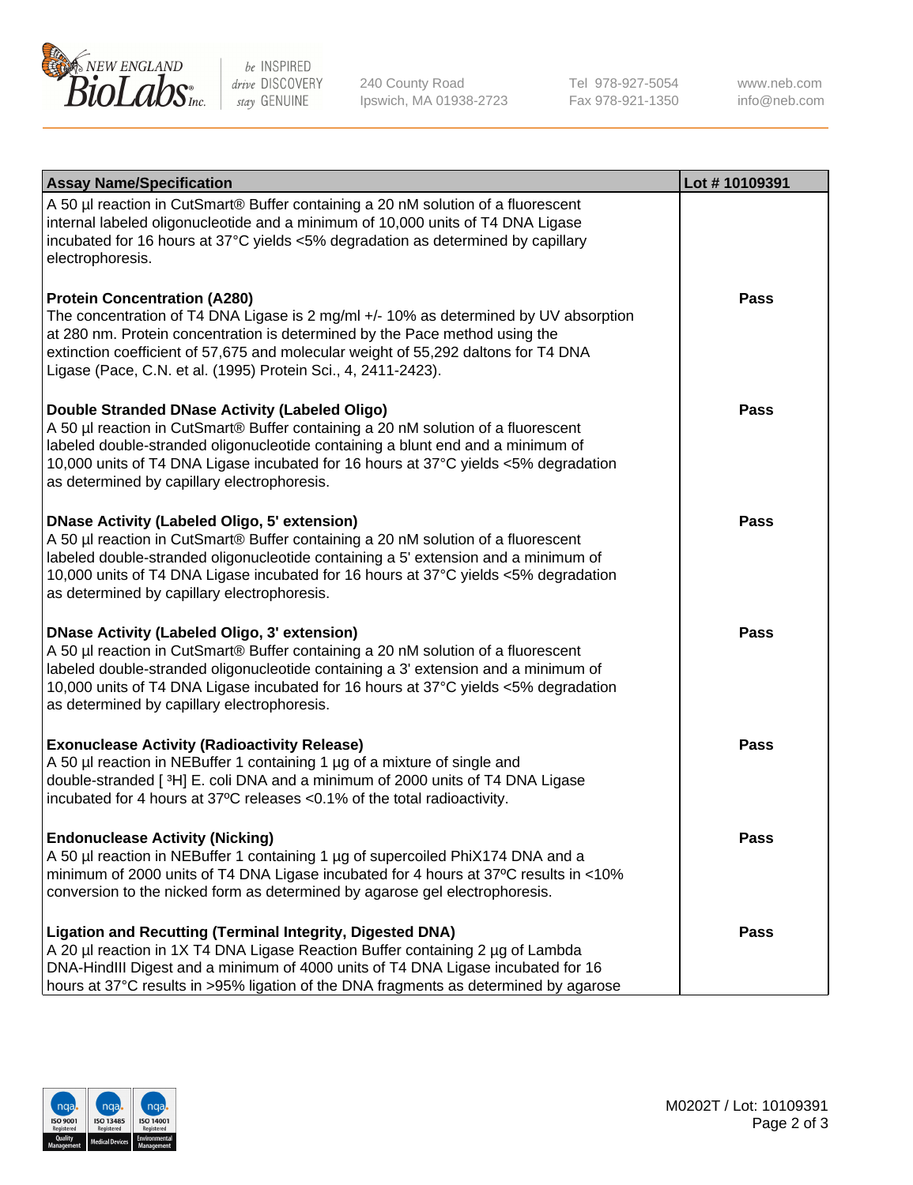| Assay Name/Specification | Lot # 10109391 |
|---|---|
| A 50 µl reaction in CutSmart® Buffer containing a 20 nM solution of a fluorescent internal labeled oligonucleotide and a minimum of 10,000 units of T4 DNA Ligase incubated for 16 hours at 37°C yields <5% degradation as determined by capillary electrophoresis. | |
| **Protein Concentration (A280)**<br>The concentration of T4 DNA Ligase is 2 mg/ml +/- 10% as determined by UV absorption at 280 nm. Protein concentration is determined by the Pace method using the extinction coefficient of 57,675 and molecular weight of 55,292 daltons for T4 DNA Ligase (Pace, C.N. et al. (1995) Protein Sci., 4, 2411-2423). | **Pass** |
| **Double Stranded DNase Activity (Labeled Oligo)**<br>A 50 µl reaction in CutSmart® Buffer containing a 20 nM solution of a fluorescent labeled double-stranded oligonucleotide containing a blunt end and a minimum of 10,000 units of T4 DNA Ligase incubated for 16 hours at 37°C yields <5% degradation as determined by capillary electrophoresis. | **Pass** |
| **DNase Activity (Labeled Oligo, 5' extension)**<br>A 50 µl reaction in CutSmart® Buffer containing a 20 nM solution of a fluorescent labeled double-stranded oligonucleotide containing a 5' extension and a minimum of 10,000 units of T4 DNA Ligase incubated for 16 hours at 37°C yields <5% degradation as determined by capillary electrophoresis. | **Pass** |
| **DNase Activity (Labeled Oligo, 3' extension)**<br>A 50 µl reaction in CutSmart® Buffer containing a 20 nM solution of a fluorescent labeled double-stranded oligonucleotide containing a 3' extension and a minimum of 10,000 units of T4 DNA Ligase incubated for 16 hours at 37°C yields <5% degradation as determined by capillary electrophoresis. | **Pass** |
| **Exonuclease Activity (Radioactivity Release)**<br>A 50 µl reaction in NEBuffer 1 containing 1 µg of a mixture of single and double-stranded [ $^{3}$H] E. coli DNA and a minimum of 2000 units of T4 DNA Ligase incubated for 4 hours at 37ºC releases <0.1% of the total radioactivity. | **Pass** |
| **Endonuclease Activity (Nicking)**<br>A 50 µl reaction in NEBuffer 1 containing 1 µg of supercoiled PhiX174 DNA and a minimum of 2000 units of T4 DNA Ligase incubated for 4 hours at 37ºC results in <10% conversion to the nicked form as determined by agarose gel electrophoresis. | **Pass** |
| **Ligation and Recutting (Terminal Integrity, Digested DNA)**<br>A 20 µl reaction in 1X T4 DNA Ligase Reaction Buffer containing 2 µg of Lambda DNA-HindIII Digest and a minimum of 4000 units of T4 DNA Ligase incubated for 16 hours at 37°C results in >95% ligation of the DNA fragments as determined by agarose | **Pass** |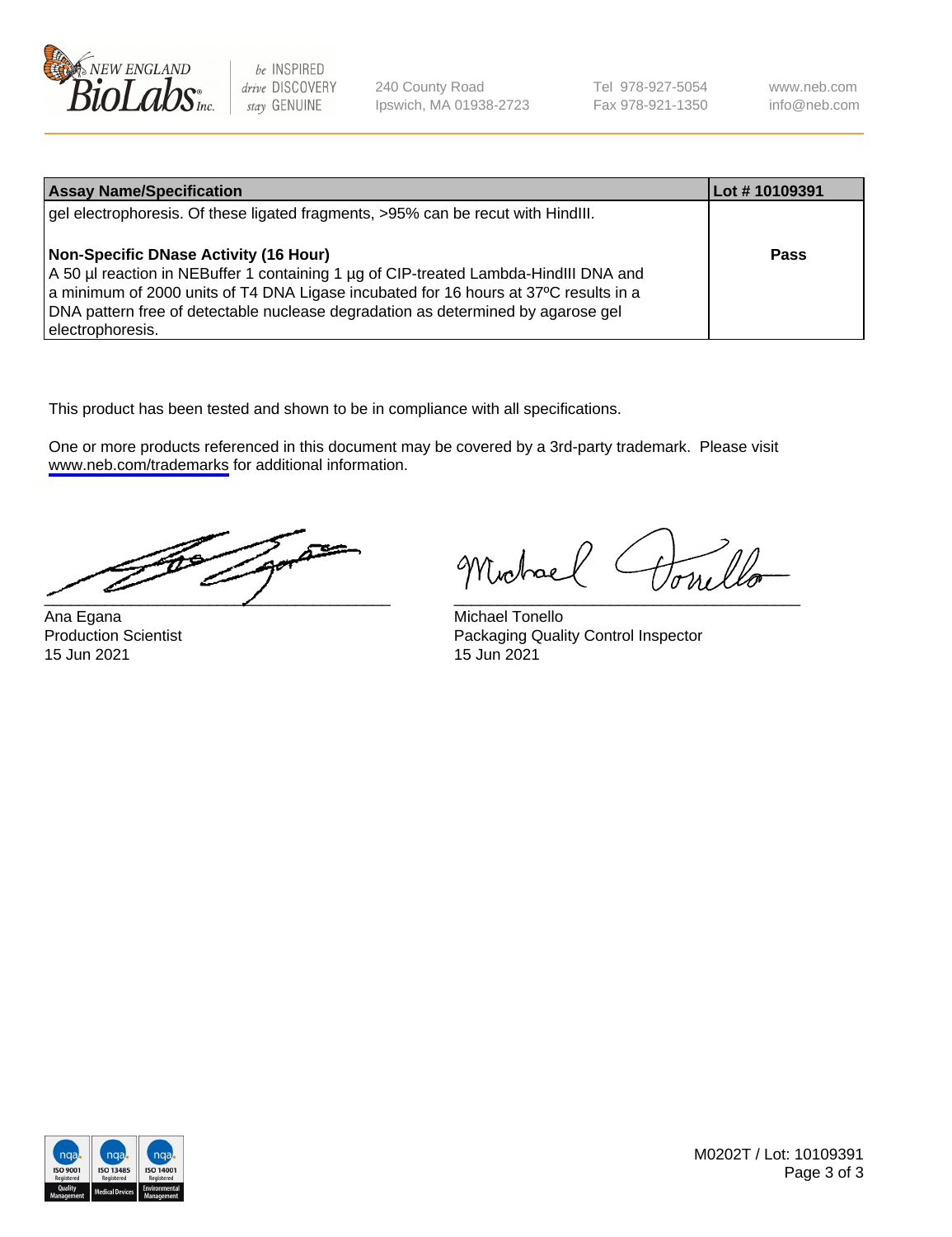| Assay Name/Specification | Lot # 10109391 |
|---|---|
| gel electrophoresis. Of these ligated fragments, >95% can be recut with HindIII. | |
| **Non-Specific DNase Activity (16 Hour)**<br>A 50 µl reaction in NEBuffer 1 containing 1 µg of CIP-treated Lambda-HindIII DNA and a minimum of 2000 units of T4 DNA Ligase incubated for 16 hours at 37ºC results in a DNA pattern free of detectable nuclease degradation as determined by agarose gel electrophoresis. | **Pass** |

This product has been tested and shown to be in compliance with all specifications.

One or more products referenced in this document may be covered by a 3rd-party trademark. Please visit www.neb.com/trademarks for additional information.

Ana Egana
Production Scientist
15 Jun 2021

Michael Tonello
Packaging Quality Control Inspector
15 Jun 2021

M0202T / Lot: 10109391